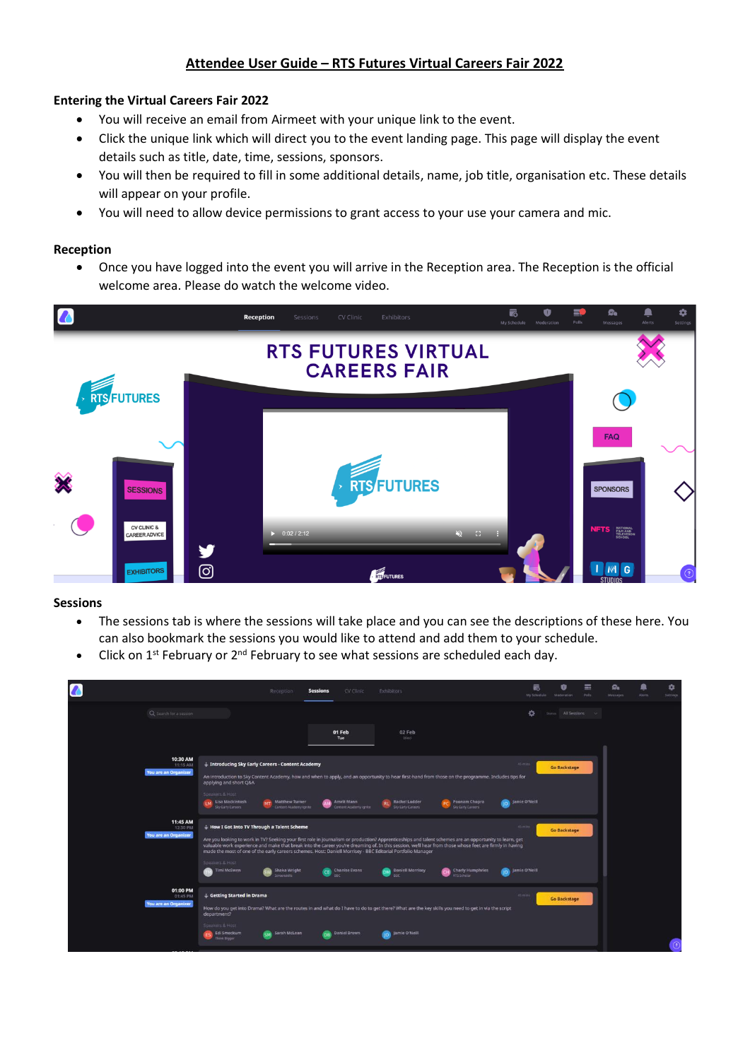# Attendee User Guide – RTS Futures Virtual Careers Fair 2022

### Entering the Virtual Careers Fair 2022

- You will receive an email from Airmeet with your unique link to the event.
- Click the unique link which will direct you to the event landing page. This page will display the event details such as title, date, time, sessions, sponsors.
- You will then be required to fill in some additional details, name, job title, organisation etc. These details will appear on your profile.
- You will need to allow device permissions to grant access to your use your camera and mic.

### Reception

- Once you have logged into the event you will arrive in the Reception area. The Reception is the official welcome area. Please do watch the welcome video.

### Sessions

- The sessions tab is where the sessions will take place and you can see the descriptions of these here. You can also bookmark the sessions you would like to attend and add them to your schedule.
- Click on 1st February or 2nd February to see what sessions are scheduled each day.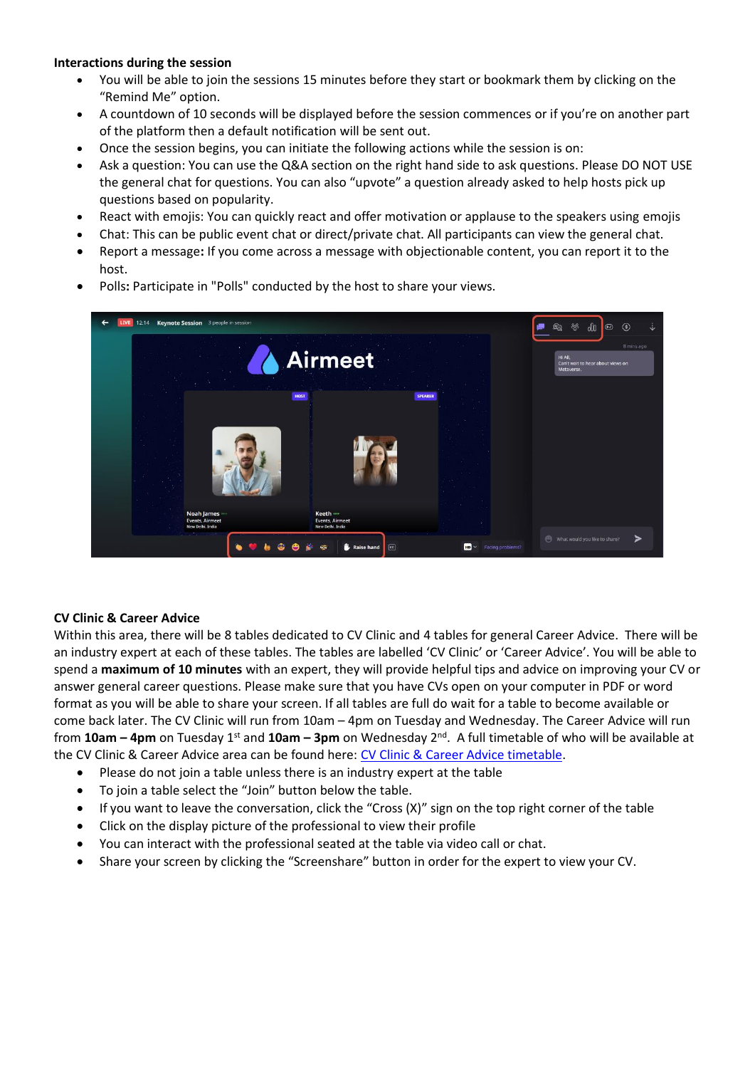**Interactions during the session**

- You will be able to join the sessions 15 minutes before they start or bookmark them by clicking on the "Remind Me" option.
- A countdown of 10 seconds will be displayed before the session commences or if you're on another part of the platform then a default notification will be sent out.
- Once the session begins, you can initiate the following actions while the session is on:
- Ask a question: You can use the Q&A section on the right hand side to ask questions. Please DO NOT USE the general chat for questions. You can also "upvote" a question already asked to help hosts pick up questions based on popularity.
- React with emojis: You can quickly react and offer motivation or applause to the speakers using emojis
- Chat: This can be public event chat or direct/private chat. All participants can view the general chat.
- Report a message**:** If you come across a message with objectionable content, you can report it to the host.
- Polls**:** Participate in "Polls" conducted by the host to share your views.

**CV Clinic & Career Advice**

Within this area, there will be 8 tables dedicated to CV Clinic and 4 tables for general Career Advice. There will be an industry expert at each of these tables. The tables are labelled 'CV Clinic' or 'Career Advice'. You will be able to spend a **maximum of 10 minutes** with an expert, they will provide helpful tips and advice on improving your CV or answer general career questions. Please make sure that you have CVs open on your computer in PDF or word format as you will be able to share your screen. If all tables are full do wait for a table to become available or come back later. The CV Clinic will run from 10am – 4pm on Tuesday and Wednesday. The Career Advice will run from **10am – 4pm** on Tuesday 1st and **10am – 3pm** on Wednesday 2nd. A full timetable of who will be available at the CV Clinic & Career Advice area can be found here: CV Clinic & Career Advice timetable.

- Please do not join a table unless there is an industry expert at the table
- To join a table select the "Join" button below the table.
- If you want to leave the conversation, click the "Cross (X)" sign on the top right corner of the table
- Click on the display picture of the professional to view their profile
- You can interact with the professional seated at the table via video call or chat.
- Share your screen by clicking the "Screenshare" button in order for the expert to view your CV.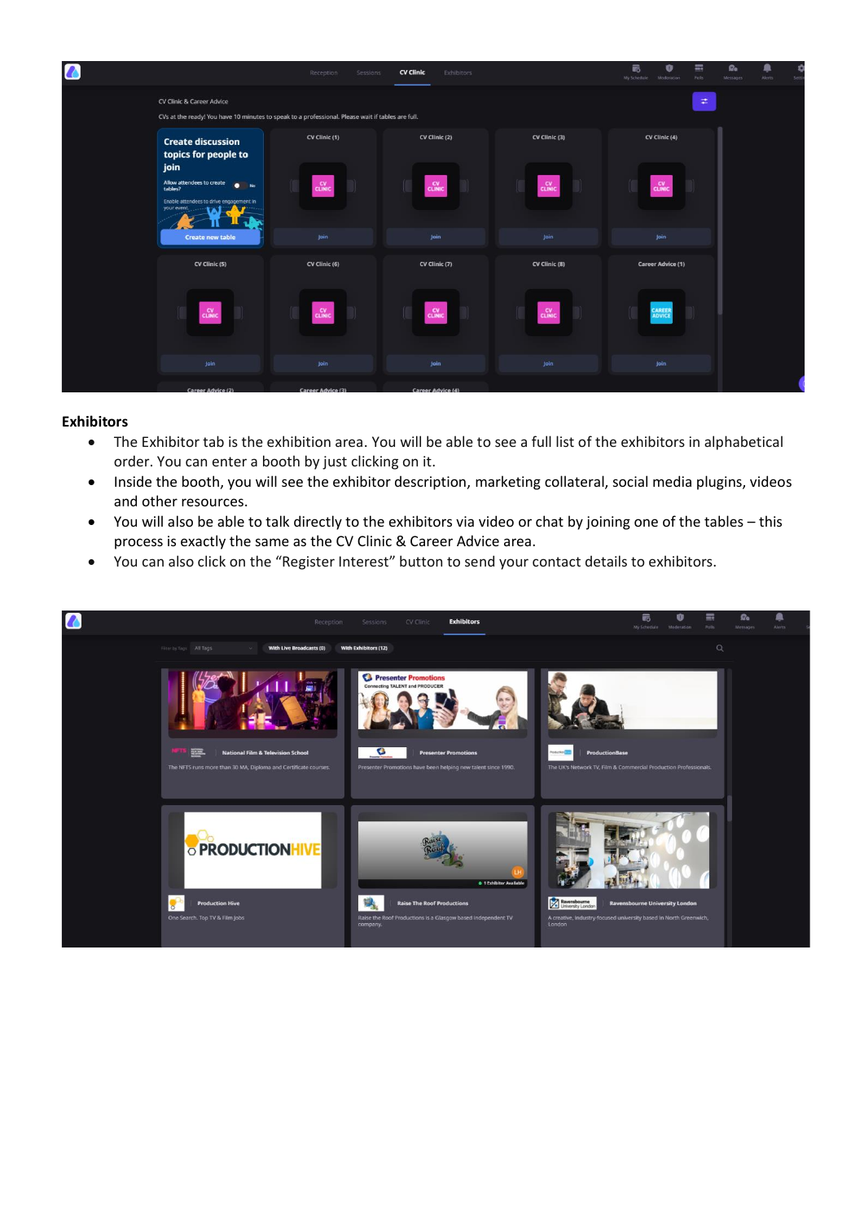## Exhibitors

- The Exhibitor tab is the exhibition area. You will be able to see a full list of the exhibitors in alphabetical order. You can enter a booth by just clicking on it.
- Inside the booth, you will see the exhibitor description, marketing collateral, social media plugins, videos and other resources.
- You will also be able to talk directly to the exhibitors via video or chat by joining one of the tables – this process is exactly the same as the CV Clinic & Career Advice area.
- You can also click on the “Register Interest” button to send your contact details to exhibitors.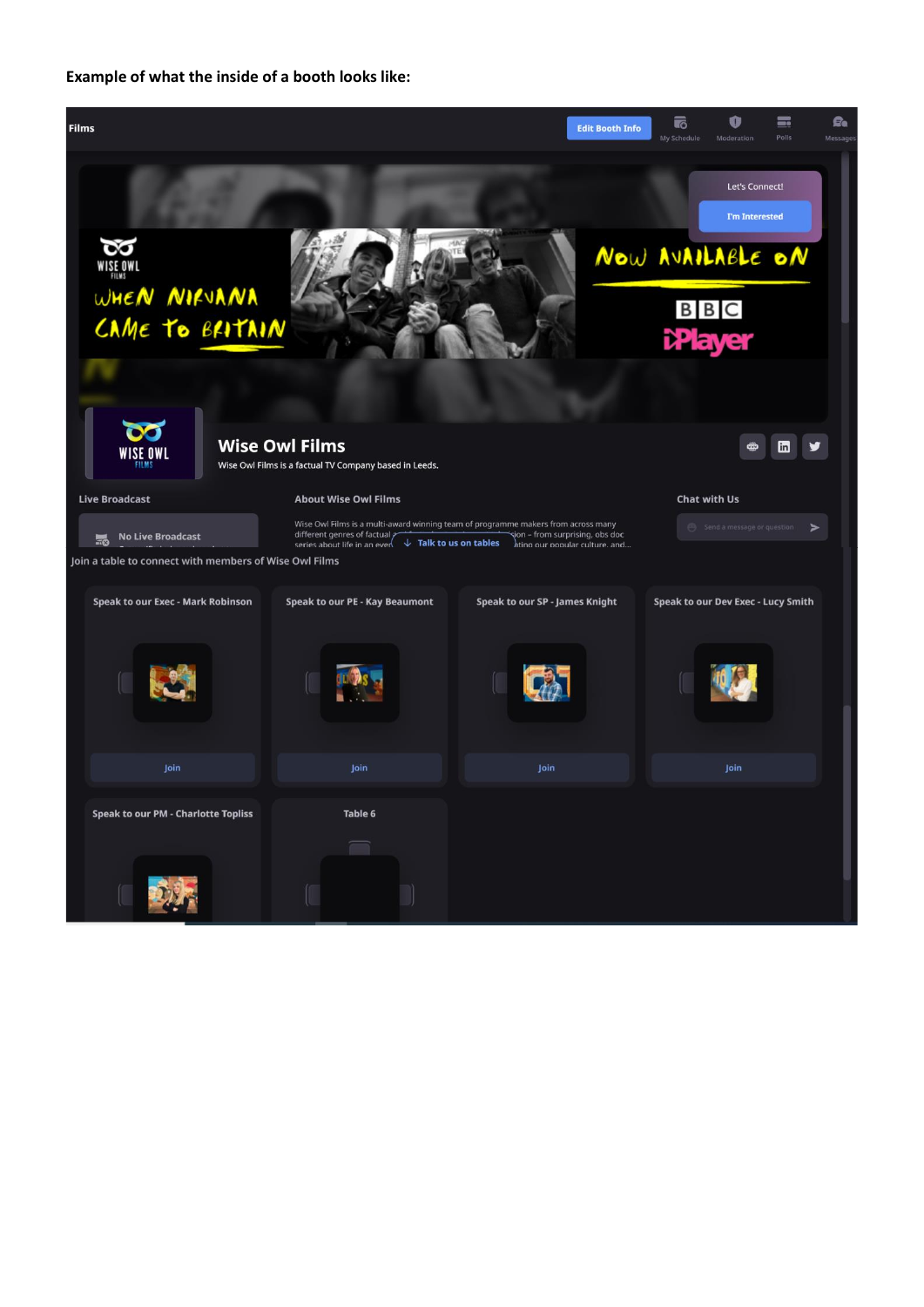**Example of what the inside of a booth looks like:**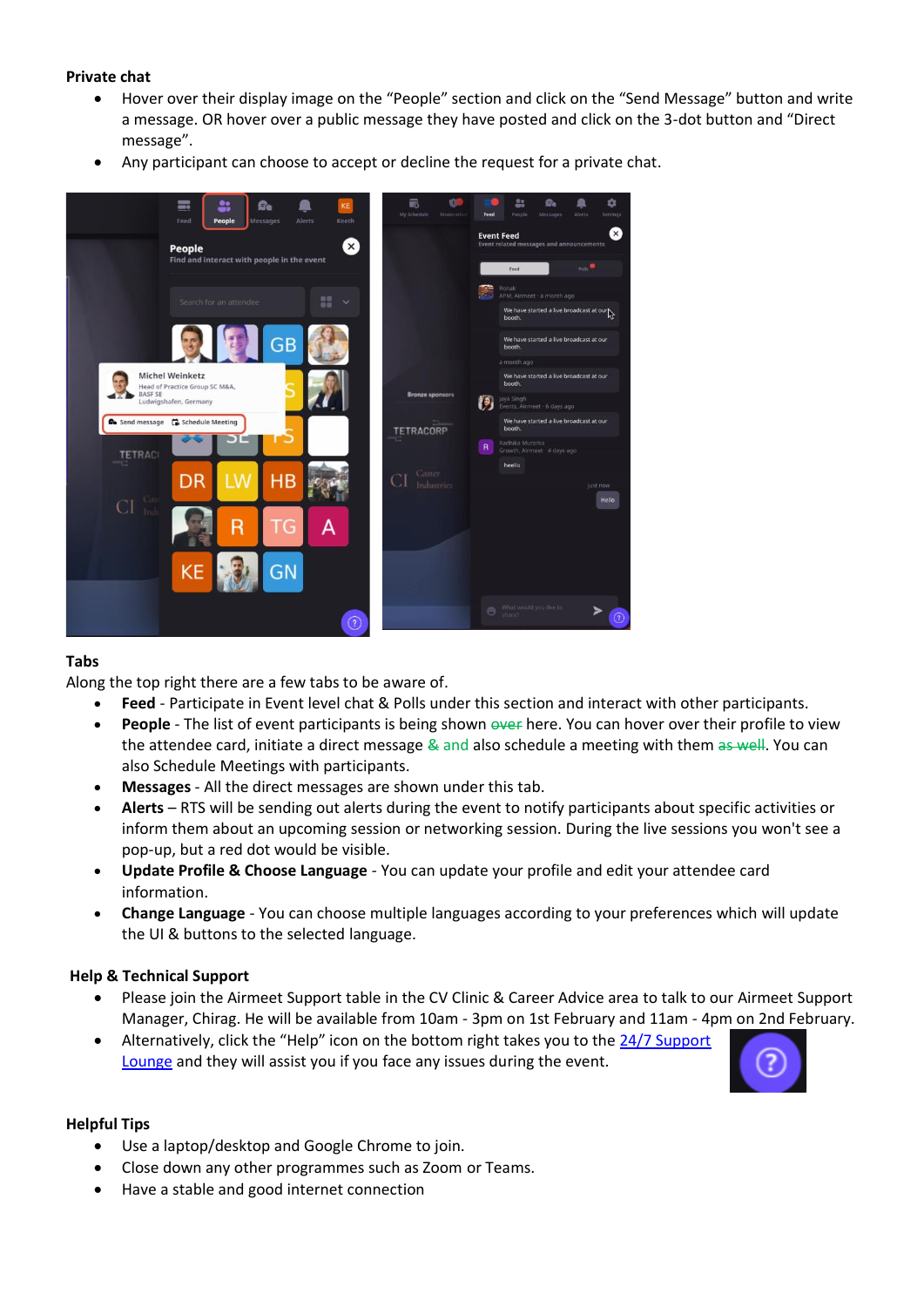**Private chat**

- Hover over their display image on the “People” section and click on the “Send Message” button and write a message. OR hover over a public message they have posted and click on the 3-dot button and “Direct message”.
- Any participant can choose to accept or decline the request for a private chat.

**Tabs**

Along the top right there are a few tabs to be aware of.

- **Feed** - Participate in Event level chat & Polls under this section and interact with other participants.
- **People** - The list of event participants is being shown ~~over~~ here. You can hover over their profile to view the attendee card, initiate a direct message ~~&~~ and also schedule a meeting with them ~~as well~~. You can also Schedule Meetings with participants.
- **Messages** - All the direct messages are shown under this tab.
- **Alerts** – RTS will be sending out alerts during the event to notify participants about specific activities or inform them about an upcoming session or networking session. During the live sessions you won't see a pop-up, but a red dot would be visible.
- **Update Profile & Choose Language** - You can update your profile and edit your attendee card information.
- **Change Language** - You can choose multiple languages according to your preferences which will update the UI & buttons to the selected language.

**Help & Technical Support**

- Please join the Airmeet Support table in the CV Clinic & Career Advice area to talk to our Airmeet Support Manager, Chirag. He will be available from 10am - 3pm on 1st February and 11am - 4pm on 2nd February.
- Alternatively, click the “Help” icon on the bottom right takes you to the 24/7 Support Lounge and they will assist you if you face any issues during the event.

**Helpful Tips**

- Use a laptop/desktop and Google Chrome to join.
- Close down any other programmes such as Zoom or Teams.
- Have a stable and good internet connection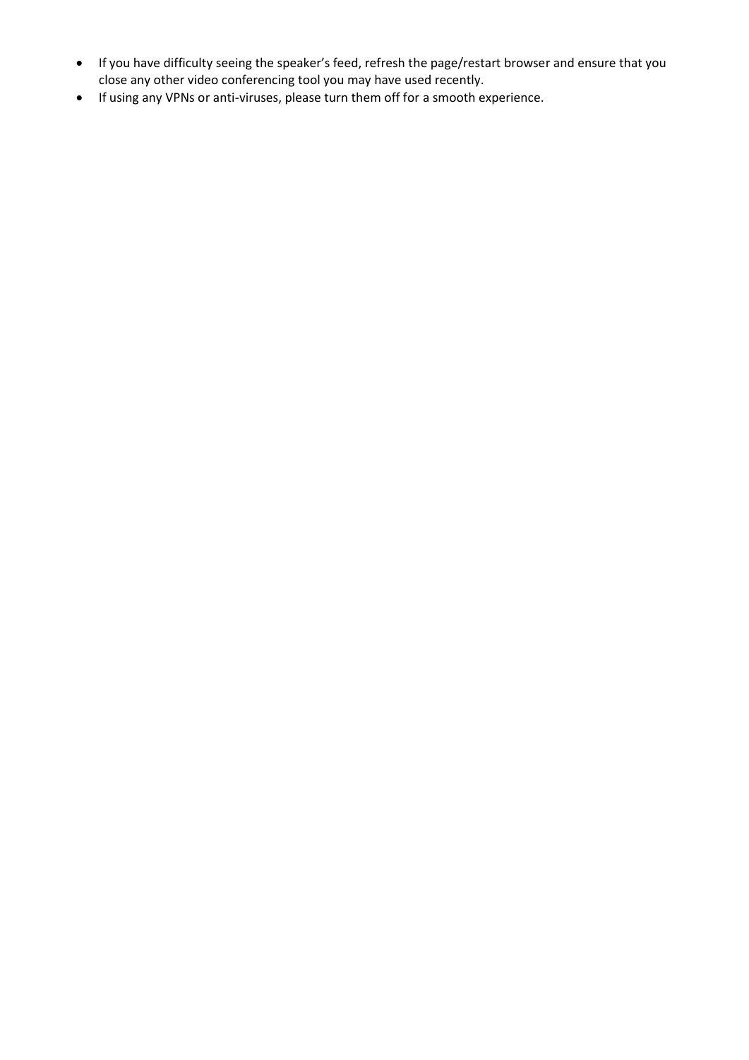- If you have difficulty seeing the speaker's feed, refresh the page/restart browser and ensure that you close any other video conferencing tool you may have used recently.
- If using any VPNs or anti-viruses, please turn them off for a smooth experience.